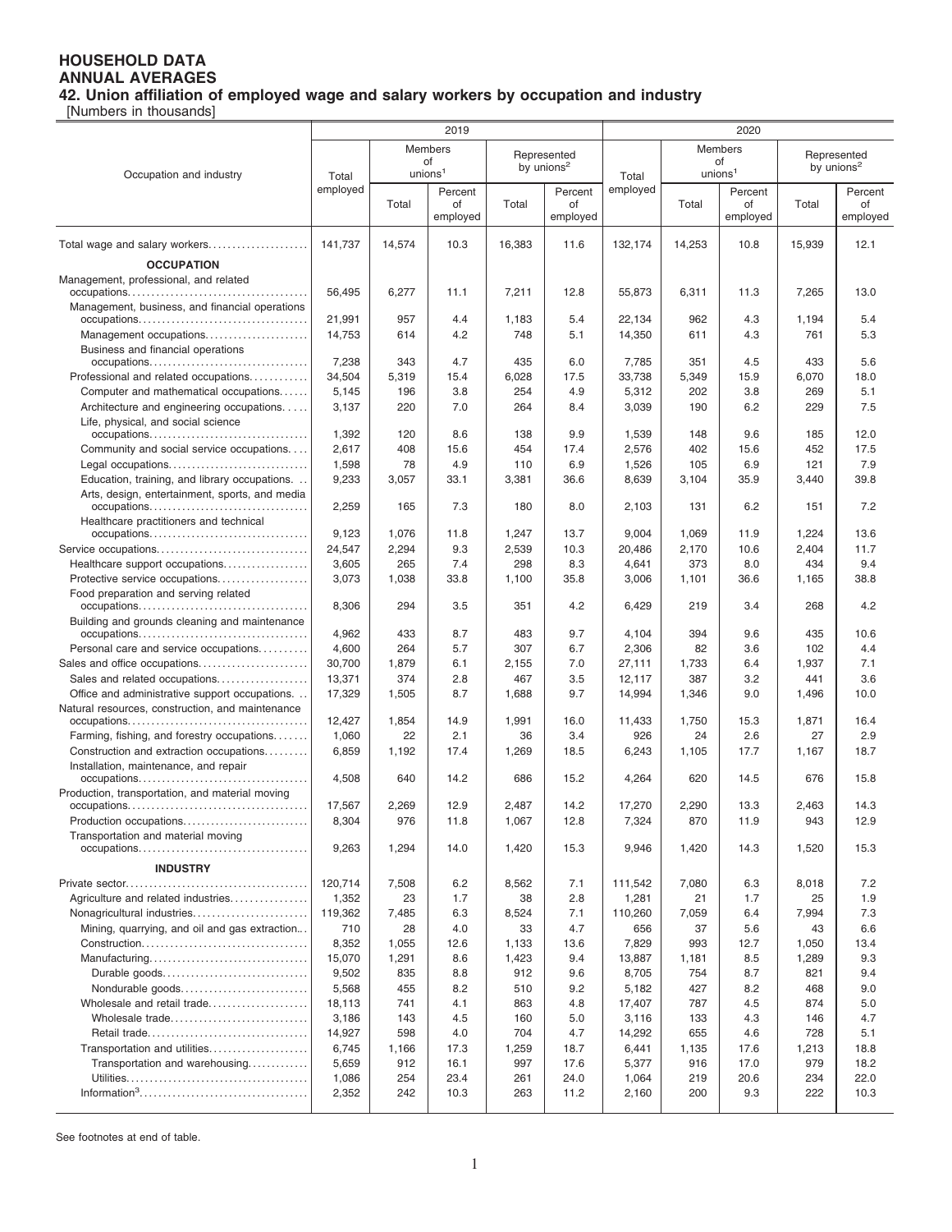# HOUSEHOLD DATA
## ANNUAL AVERAGES
### 42. Union affiliation of employed wage and salary workers by occupation and industry

[Numbers in thousands]

| Occupation and industry | 2019 | | | | | 2020 | | | | |
|---|---|---|---|---|---|---|---|---|---|---|
| | Total employed | Members of unions[1] | | Represented by unions[2] | | Total employed | Members of unions[1] | | Represented by unions[2] | |
| | | Total | Percent of employed | Total | Percent of employed | | Total | Percent of employed | Total | Percent of employed |
| Total wage and salary workers | 141,737 | 14,574 | 10.3 | 16,383 | 11.6 | 132,174 | 14,253 | 10.8 | 15,939 | 12.1 |
| **OCCUPATION** | | | | | | | | | | |
| Management, professional, and related occupations | 56,495 | 6,277 | 11.1 | 7,211 | 12.8 | 55,873 | 6,311 | 11.3 | 7,265 | 13.0 |
| Management, business, and financial operations occupations | 21,991 | 957 | 4.4 | 1,183 | 5.4 | 22,134 | 962 | 4.3 | 1,194 | 5.4 |
| Management occupations | 14,753 | 614 | 4.2 | 748 | 5.1 | 14,350 | 611 | 4.3 | 761 | 5.3 |
| Business and financial operations occupations | 7,238 | 343 | 4.7 | 435 | 6.0 | 7,785 | 351 | 4.5 | 433 | 5.6 |
| Professional and related occupations | 34,504 | 5,319 | 15.4 | 6,028 | 17.5 | 33,738 | 5,349 | 15.9 | 6,070 | 18.0 |
| Computer and mathematical occupations | 5,145 | 196 | 3.8 | 254 | 4.9 | 5,312 | 202 | 3.8 | 269 | 5.1 |
| Architecture and engineering occupations | 3,137 | 220 | 7.0 | 264 | 8.4 | 3,039 | 190 | 6.2 | 229 | 7.5 |
| Life, physical, and social science occupations | 1,392 | 120 | 8.6 | 138 | 9.9 | 1,539 | 148 | 9.6 | 185 | 12.0 |
| Community and social service occupations | 2,617 | 408 | 15.6 | 454 | 17.4 | 2,576 | 402 | 15.6 | 452 | 17.5 |
| Legal occupations | 1,598 | 78 | 4.9 | 110 | 6.9 | 1,526 | 105 | 6.9 | 121 | 7.9 |
| Education, training, and library occupations | 9,233 | 3,057 | 33.1 | 3,381 | 36.6 | 8,639 | 3,104 | 35.9 | 3,440 | 39.8 |
| Arts, design, entertainment, sports, and media occupations | 2,259 | 165 | 7.3 | 180 | 8.0 | 2,103 | 131 | 6.2 | 151 | 7.2 |
| Healthcare practitioners and technical occupations | 9,123 | 1,076 | 11.8 | 1,247 | 13.7 | 9,004 | 1,069 | 11.9 | 1,224 | 13.6 |
| Service occupations | 24,547 | 2,294 | 9.3 | 2,539 | 10.3 | 20,486 | 2,170 | 10.6 | 2,404 | 11.7 |
| Healthcare support occupations | 3,605 | 265 | 7.4 | 298 | 8.3 | 4,641 | 373 | 8.0 | 434 | 9.4 |
| Protective service occupations | 3,073 | 1,038 | 33.8 | 1,100 | 35.8 | 3,006 | 1,101 | 36.6 | 1,165 | 38.8 |
| Food preparation and serving related occupations | 8,306 | 294 | 3.5 | 351 | 4.2 | 6,429 | 219 | 3.4 | 268 | 4.2 |
| Building and grounds cleaning and maintenance occupations | 4,962 | 433 | 8.7 | 483 | 9.7 | 4,104 | 394 | 9.6 | 435 | 10.6 |
| Personal care and service occupations | 4,600 | 264 | 5.7 | 307 | 6.7 | 2,306 | 82 | 3.6 | 102 | 4.4 |
| Sales and office occupations | 30,700 | 1,879 | 6.1 | 2,155 | 7.0 | 27,111 | 1,733 | 6.4 | 1,937 | 7.1 |
| Sales and related occupations | 13,371 | 374 | 2.8 | 467 | 3.5 | 12,117 | 387 | 3.2 | 441 | 3.6 |
| Office and administrative support occupations | 17,329 | 1,505 | 8.7 | 1,688 | 9.7 | 14,994 | 1,346 | 9.0 | 1,496 | 10.0 |
| Natural resources, construction, and maintenance occupations | 12,427 | 1,854 | 14.9 | 1,991 | 16.0 | 11,433 | 1,750 | 15.3 | 1,871 | 16.4 |
| Farming, fishing, and forestry occupations | 1,060 | 22 | 2.1 | 36 | 3.4 | 926 | 24 | 2.6 | 27 | 2.9 |
| Construction and extraction occupations | 6,859 | 1,192 | 17.4 | 1,269 | 18.5 | 6,243 | 1,105 | 17.7 | 1,167 | 18.7 |
| Installation, maintenance, and repair occupations | 4,508 | 640 | 14.2 | 686 | 15.2 | 4,264 | 620 | 14.5 | 676 | 15.8 |
| Production, transportation, and material moving occupations | 17,567 | 2,269 | 12.9 | 2,487 | 14.2 | 17,270 | 2,290 | 13.3 | 2,463 | 14.3 |
| Production occupations | 8,304 | 976 | 11.8 | 1,067 | 12.8 | 7,324 | 870 | 11.9 | 943 | 12.9 |
| Transportation and material moving occupations | 9,263 | 1,294 | 14.0 | 1,420 | 15.3 | 9,946 | 1,420 | 14.3 | 1,520 | 15.3 |
| **INDUSTRY** | | | | | | | | | | |
| Private sector | 120,714 | 7,508 | 6.2 | 8,562 | 7.1 | 111,542 | 7,080 | 6.3 | 8,018 | 7.2 |
| Agriculture and related industries | 1,352 | 23 | 1.7 | 38 | 2.8 | 1,281 | 21 | 1.7 | 25 | 1.9 |
| Nonagricultural industries | 119,362 | 7,485 | 6.3 | 8,524 | 7.1 | 110,260 | 7,059 | 6.4 | 7,994 | 7.3 |
| Mining, quarrying, and oil and gas extraction | 710 | 28 | 4.0 | 33 | 4.7 | 656 | 37 | 5.6 | 43 | 6.6 |
| Construction | 8,352 | 1,055 | 12.6 | 1,133 | 13.6 | 7,829 | 993 | 12.7 | 1,050 | 13.4 |
| Manufacturing | 15,070 | 1,291 | 8.6 | 1,423 | 9.4 | 13,887 | 1,181 | 8.5 | 1,289 | 9.3 |
| Durable goods | 9,502 | 835 | 8.8 | 912 | 9.6 | 8,705 | 754 | 8.7 | 821 | 9.4 |
| Nondurable goods | 5,568 | 455 | 8.2 | 510 | 9.2 | 5,182 | 427 | 8.2 | 468 | 9.0 |
| Wholesale and retail trade | 18,113 | 741 | 4.1 | 863 | 4.8 | 17,407 | 787 | 4.5 | 874 | 5.0 |
| Wholesale trade | 3,186 | 143 | 4.5 | 160 | 5.0 | 3,116 | 133 | 4.3 | 146 | 4.7 |
| Retail trade | 14,927 | 598 | 4.0 | 704 | 4.7 | 14,292 | 655 | 4.6 | 728 | 5.1 |
| Transportation and utilities | 6,745 | 1,166 | 17.3 | 1,259 | 18.7 | 6,441 | 1,135 | 17.6 | 1,213 | 18.8 |
| Transportation and warehousing | 5,659 | 912 | 16.1 | 997 | 17.6 | 5,377 | 916 | 17.0 | 979 | 18.2 |
| Utilities | 1,086 | 254 | 23.4 | 261 | 24.0 | 1,064 | 219 | 20.6 | 234 | 22.0 |
| Information[3] | 2,352 | 242 | 10.3 | 263 | 11.2 | 2,160 | 200 | 9.3 | 222 | 10.3 |

See footnotes at end of table.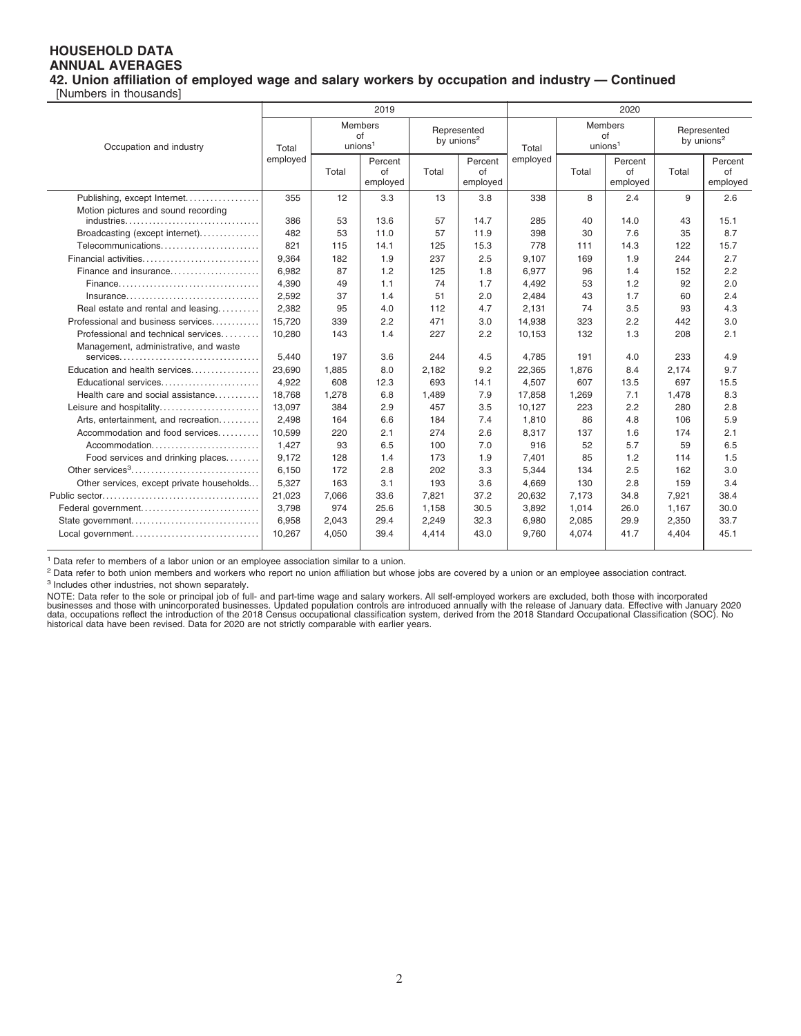**HOUSEHOLD DATA**
**ANNUAL AVERAGES**
**42. Union affiliation of employed wage and salary workers by occupation and industry — Continued**
[Numbers in thousands]

| Occupation and industry | 2019 | | | | | 2020 | | | | |
|---|---|---|---|---|---|---|---|---|---|---|
| | Total employed | Members of unions[1] | | Represented by unions[2] | | Total employed | Members of unions[1] | | Represented by unions[2] | |
| | | Total | Percent of employed | Total | Percent of employed | | Total | Percent of employed | Total | Percent of employed |
| Publishing, except Internet | 355 | 12 | 3.3 | 13 | 3.8 | 338 | 8 | 2.4 | 9 | 2.6 |
| Motion pictures and sound recording industries | 386 | 53 | 13.6 | 57 | 14.7 | 285 | 40 | 14.0 | 43 | 15.1 |
| Broadcasting (except internet) | 482 | 53 | 11.0 | 57 | 11.9 | 398 | 30 | 7.6 | 35 | 8.7 |
| Telecommunications | 821 | 115 | 14.1 | 125 | 15.3 | 778 | 111 | 14.3 | 122 | 15.7 |
| Financial activities | 9,364 | 182 | 1.9 | 237 | 2.5 | 9,107 | 169 | 1.9 | 244 | 2.7 |
| Finance and insurance | 6,982 | 87 | 1.2 | 125 | 1.8 | 6,977 | 96 | 1.4 | 152 | 2.2 |
| Finance | 4,390 | 49 | 1.1 | 74 | 1.7 | 4,492 | 53 | 1.2 | 92 | 2.0 |
| Insurance | 2,592 | 37 | 1.4 | 51 | 2.0 | 2,484 | 43 | 1.7 | 60 | 2.4 |
| Real estate and rental and leasing | 2,382 | 95 | 4.0 | 112 | 4.7 | 2,131 | 74 | 3.5 | 93 | 4.3 |
| Professional and business services | 15,720 | 339 | 2.2 | 471 | 3.0 | 14,938 | 323 | 2.2 | 442 | 3.0 |
| Professional and technical services | 10,280 | 143 | 1.4 | 227 | 2.2 | 10,153 | 132 | 1.3 | 208 | 2.1 |
| Management, administrative, and waste services | 5,440 | 197 | 3.6 | 244 | 4.5 | 4,785 | 191 | 4.0 | 233 | 4.9 |
| Education and health services | 23,690 | 1,885 | 8.0 | 2,182 | 9.2 | 22,365 | 1,876 | 8.4 | 2,174 | 9.7 |
| Educational services | 4,922 | 608 | 12.3 | 693 | 14.1 | 4,507 | 607 | 13.5 | 697 | 15.5 |
| Health care and social assistance | 18,768 | 1,278 | 6.8 | 1,489 | 7.9 | 17,858 | 1,269 | 7.1 | 1,478 | 8.3 |
| Leisure and hospitality | 13,097 | 384 | 2.9 | 457 | 3.5 | 10,127 | 223 | 2.2 | 280 | 2.8 |
| Arts, entertainment, and recreation | 2,498 | 164 | 6.6 | 184 | 7.4 | 1,810 | 86 | 4.8 | 106 | 5.9 |
| Accommodation and food services | 10,599 | 220 | 2.1 | 274 | 2.6 | 8,317 | 137 | 1.6 | 174 | 2.1 |
| Accommodation | 1,427 | 93 | 6.5 | 100 | 7.0 | 916 | 52 | 5.7 | 59 | 6.5 |
| Food services and drinking places | 9,172 | 128 | 1.4 | 173 | 1.9 | 7,401 | 85 | 1.2 | 114 | 1.5 |
| Other services[3] | 6,150 | 172 | 2.8 | 202 | 3.3 | 5,344 | 134 | 2.5 | 162 | 3.0 |
| Other services, except private households | 5,327 | 163 | 3.1 | 193 | 3.6 | 4,669 | 130 | 2.8 | 159 | 3.4 |
| Public sector | 21,023 | 7,066 | 33.6 | 7,821 | 37.2 | 20,632 | 7,173 | 34.8 | 7,921 | 38.4 |
| Federal government | 3,798 | 974 | 25.6 | 1,158 | 30.5 | 3,892 | 1,014 | 26.0 | 1,167 | 30.0 |
| State government | 6,958 | 2,043 | 29.4 | 2,249 | 32.3 | 6,980 | 2,085 | 29.9 | 2,350 | 33.7 |
| Local government | 10,267 | 4,050 | 39.4 | 4,414 | 43.0 | 9,760 | 4,074 | 41.7 | 4,404 | 45.1 |

[1] Data refer to members of a labor union or an employee association similar to a union.

[2] Data refer to both union members and workers who report no union affiliation but whose jobs are covered by a union or an employee association contract.

[3] Includes other industries, not shown separately.

NOTE: Data refer to the sole or principal job of full- and part-time wage and salary workers. All self-employed workers are excluded, both those with incorporated businesses and those with unincorporated businesses. Updated population controls are introduced annually with the release of January data. Effective with January 2020 data, occupations reflect the introduction of the 2018 Census occupational classification system, derived from the 2018 Standard Occupational Classification (SOC). No historical data have been revised. Data for 2020 are not strictly comparable with earlier years.